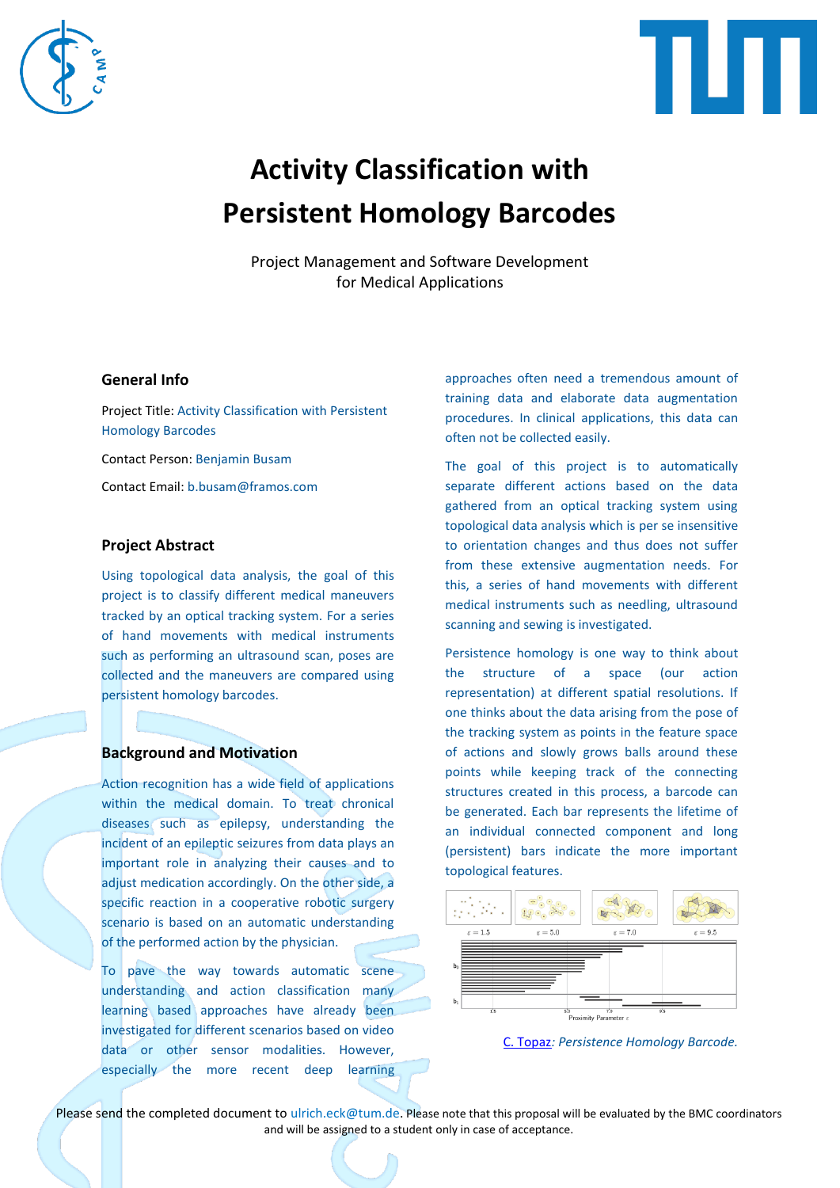# Activity Classification with Persistent Homology Barcodes

Project Management and Software Development
for Medical Applications

## General Info

Project Title: Activity Classification with Persistent Homology Barcodes

Contact Person: Benjamin Busam

Contact Email: b.busam@framos.com

## Project Abstract

Using topological data analysis, the goal of this project is to classify different medical maneuvers tracked by an optical tracking system. For a series of hand movements with medical instruments such as performing an ultrasound scan, poses are collected and the maneuvers are compared using persistent homology barcodes.

## Background and Motivation

Action recognition has a wide field of applications within the medical domain. To treat chronical diseases such as epilepsy, understanding the incident of an epileptic seizures from data plays an important role in analyzing their causes and to adjust medication accordingly. On the other side, a specific reaction in a cooperative robotic surgery scenario is based on an automatic understanding of the performed action by the physician.

To pave the way towards automatic scene understanding and action classification many learning based approaches have already been investigated for different scenarios based on video data or other sensor modalities. However, especially the more recent deep learning approaches often need a tremendous amount of training data and elaborate data augmentation procedures. In clinical applications, this data can often not be collected easily.

The goal of this project is to automatically separate different actions based on the data gathered from an optical tracking system using topological data analysis which is per se insensitive to orientation changes and thus does not suffer from these extensive augmentation needs. For this, a series of hand movements with different medical instruments such as needling, ultrasound scanning and sewing is investigated.

Persistence homology is one way to think about the structure of a space (our action representation) at different spatial resolutions. If one thinks about the data arising from the pose of the tracking system as points in the feature space of actions and slowly grows balls around these points while keeping track of the connecting structures created in this process, a barcode can be generated. Each bar represents the lifetime of an individual connected component and long (persistent) bars indicate the more important topological features.

C. Topaz: *Persistence Homology Barcode.*

Please send the completed document to ulrich.eck@tum.de. Please note that this proposal will be evaluated by the BMC coordinators and will be assigned to a student only in case of acceptance.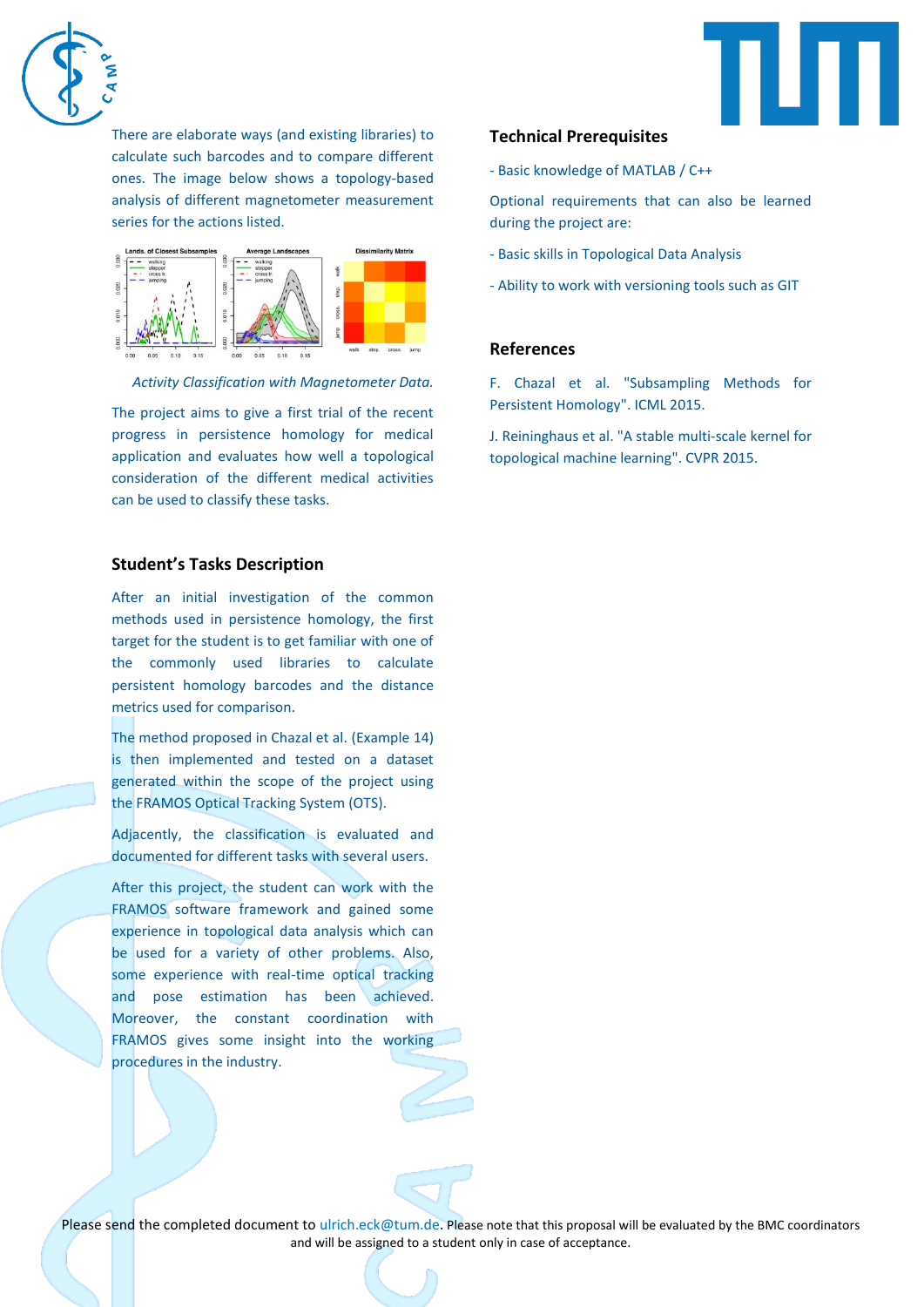There are elaborate ways (and existing libraries) to calculate such barcodes and to compare different ones. The image below shows a topology-based analysis of different magnetometer measurement series for the actions listed.

Lands. of Closest Subsamples

Average Landscapes

Dissimilarity Matrix

walking
stepper
cross tr.
jumping

walk
step.
cross.
jump

0.00 0.05 0.10 0.15

*Activity Classification with Magnetometer Data.*

The project aims to give a first trial of the recent progress in persistence homology for medical application and evaluates how well a topological consideration of the different medical activities can be used to classify these tasks.

## Student's Tasks Description

After an initial investigation of the common methods used in persistence homology, the first target for the student is to get familiar with one of the commonly used libraries to calculate persistent homology barcodes and the distance metrics used for comparison.

The method proposed in Chazal et al. (Example 14) is then implemented and tested on a dataset generated within the scope of the project using the FRAMOS Optical Tracking System (OTS).

Adjacently, the classification is evaluated and documented for different tasks with several users.

After this project, the student can work with the FRAMOS software framework and gained some experience in topological data analysis which can be used for a variety of other problems. Also, some experience with real-time optical tracking and pose estimation has been achieved. Moreover, the constant coordination with FRAMOS gives some insight into the working procedures in the industry.

## Technical Prerequisites

- Basic knowledge of MATLAB / C++

Optional requirements that can also be learned during the project are:

- Basic skills in Topological Data Analysis
- Ability to work with versioning tools such as GIT

## References

F. Chazal et al. "Subsampling Methods for Persistent Homology". ICML 2015.

J. Reininghaus et al. "A stable multi-scale kernel for topological machine learning". CVPR 2015.

Please send the completed document to ulrich.eck@tum.de. Please note that this proposal will be evaluated by the BMC coordinators and will be assigned to a student only in case of acceptance.